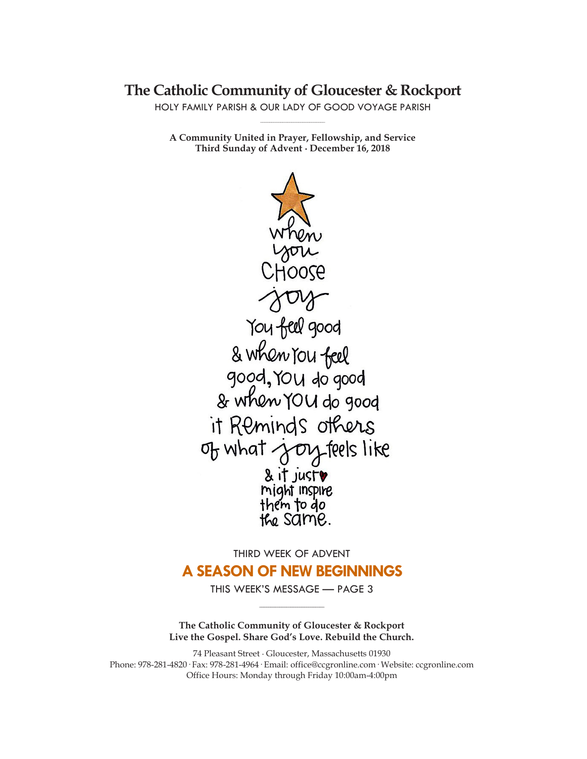# The Catholic Community of Gloucester & Rockport

HOLY FAMILY PARISH & OUR LADY OF GOOD VOYAGE PARISH

**A Community United in Prayer, Fellowship, and Service**
**Third Sunday of Advent · December 16, 2018**

when you choose joy you feel good & when you feel good, you do good & when you do good it reminds others of what joy feels like & it just might inspire them to do the same.

THIRD WEEK OF ADVENT

## A SEASON OF NEW BEGINNINGS

THIS WEEK'S MESSAGE — PAGE 3

**The Catholic Community of Gloucester & Rockport**
**Live the Gospel. Share God's Love. Rebuild the Church.**

74 Pleasant Street · Gloucester, Massachusetts 01930
Phone: 978-281-4820 · Fax: 978-281-4964 · Email: office@ccgronline.com · Website: ccgronline.com
Office Hours: Monday through Friday 10:00am-4:00pm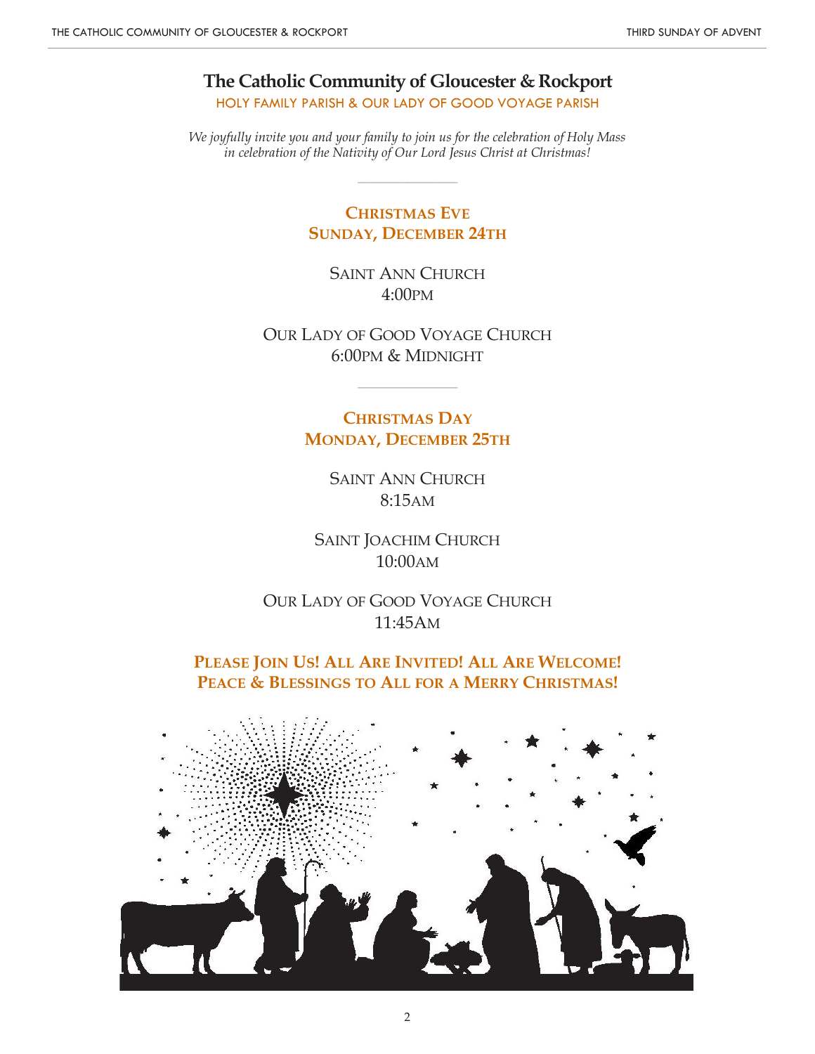# The Catholic Community of Gloucester & Rockport

HOLY FAMILY PARISH & OUR LADY OF GOOD VOYAGE PARISH

*We joyfully invite you and your family to join us for the celebration of Holy Mass in celebration of the Nativity of Our Lord Jesus Christ at Christmas!*

---

## Christmas Eve
## Sunday, December 24th

Saint Ann Church
4:00PM

Our Lady of Good Voyage Church
6:00PM & Midnight

---

## Christmas Day
## Monday, December 25th

Saint Ann Church
8:15AM

Saint Joachim Church
10:00AM

Our Lady of Good Voyage Church
11:45AM

**Please Join Us! All Are Invited! All Are Welcome!**
**Peace & Blessings to All for a Merry Christmas!**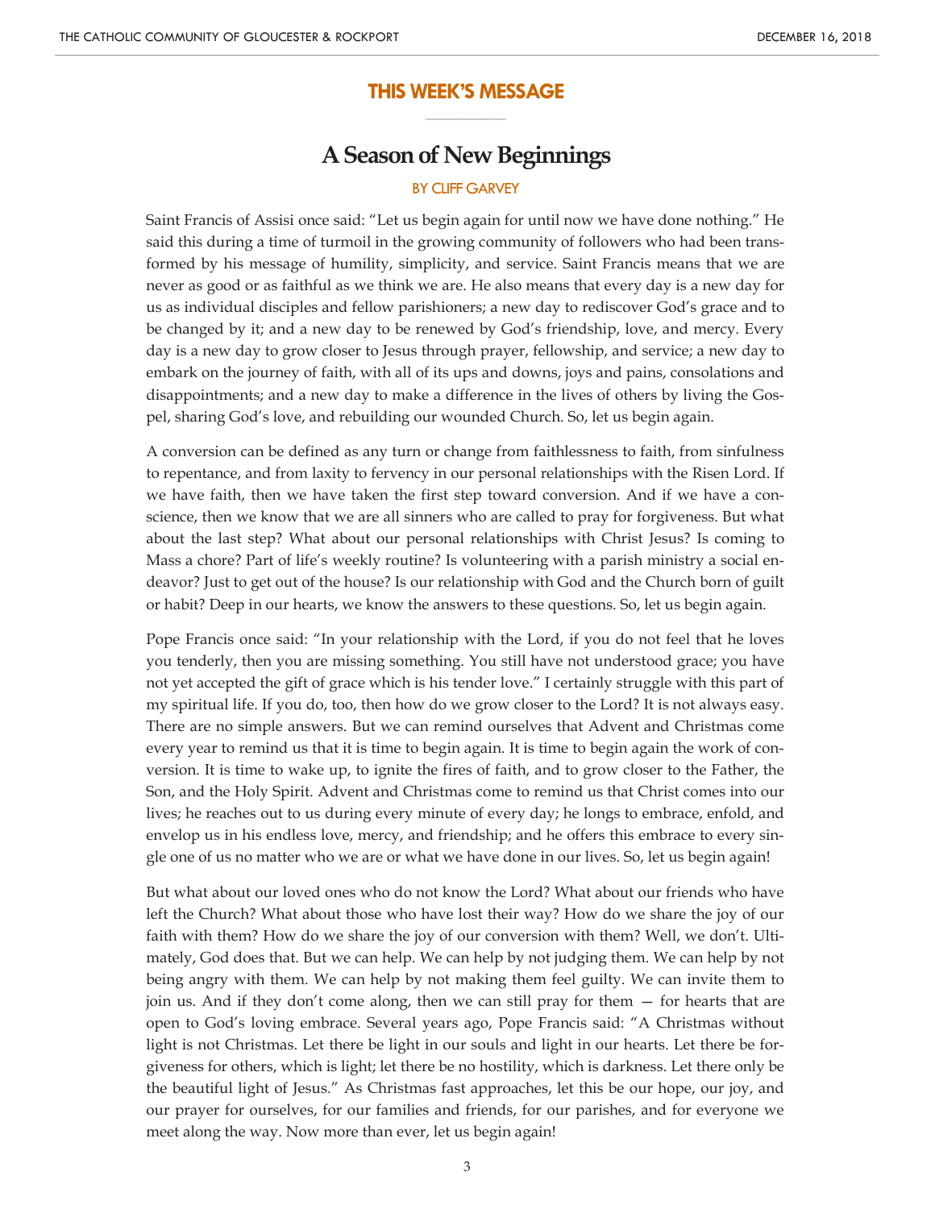## THIS WEEK'S MESSAGE

# A Season of New Beginnings

BY CLIFF GARVEY

Saint Francis of Assisi once said: "Let us begin again for until now we have done nothing." He said this during a time of turmoil in the growing community of followers who had been transformed by his message of humility, simplicity, and service. Saint Francis means that we are never as good or as faithful as we think we are. He also means that every day is a new day for us as individual disciples and fellow parishioners; a new day to rediscover God's grace and to be changed by it; and a new day to be renewed by God's friendship, love, and mercy. Every day is a new day to grow closer to Jesus through prayer, fellowship, and service; a new day to embark on the journey of faith, with all of its ups and downs, joys and pains, consolations and disappointments; and a new day to make a difference in the lives of others by living the Gospel, sharing God's love, and rebuilding our wounded Church. So, let us begin again.

A conversion can be defined as any turn or change from faithlessness to faith, from sinfulness to repentance, and from laxity to fervency in our personal relationships with the Risen Lord. If we have faith, then we have taken the first step toward conversion. And if we have a conscience, then we know that we are all sinners who are called to pray for forgiveness. But what about the last step? What about our personal relationships with Christ Jesus? Is coming to Mass a chore? Part of life's weekly routine? Is volunteering with a parish ministry a social endeavor? Just to get out of the house? Is our relationship with God and the Church born of guilt or habit? Deep in our hearts, we know the answers to these questions. So, let us begin again.

Pope Francis once said: "In your relationship with the Lord, if you do not feel that he loves you tenderly, then you are missing something. You still have not understood grace; you have not yet accepted the gift of grace which is his tender love." I certainly struggle with this part of my spiritual life. If you do, too, then how do we grow closer to the Lord? It is not always easy. There are no simple answers. But we can remind ourselves that Advent and Christmas come every year to remind us that it is time to begin again. It is time to begin again the work of conversion. It is time to wake up, to ignite the fires of faith, and to grow closer to the Father, the Son, and the Holy Spirit. Advent and Christmas come to remind us that Christ comes into our lives; he reaches out to us during every minute of every day; he longs to embrace, enfold, and envelop us in his endless love, mercy, and friendship; and he offers this embrace to every single one of us no matter who we are or what we have done in our lives. So, let us begin again!

But what about our loved ones who do not know the Lord? What about our friends who have left the Church? What about those who have lost their way? How do we share the joy of our faith with them? How do we share the joy of our conversion with them? Well, we don't. Ultimately, God does that. But we can help. We can help by not judging them. We can help by not being angry with them. We can help by not making them feel guilty. We can invite them to join us. And if they don't come along, then we can still pray for them — for hearts that are open to God's loving embrace. Several years ago, Pope Francis said: "A Christmas without light is not Christmas. Let there be light in our souls and light in our hearts. Let there be forgiveness for others, which is light; let there be no hostility, which is darkness. Let there only be the beautiful light of Jesus." As Christmas fast approaches, let this be our hope, our joy, and our prayer for ourselves, for our families and friends, for our parishes, and for everyone we meet along the way. Now more than ever, let us begin again!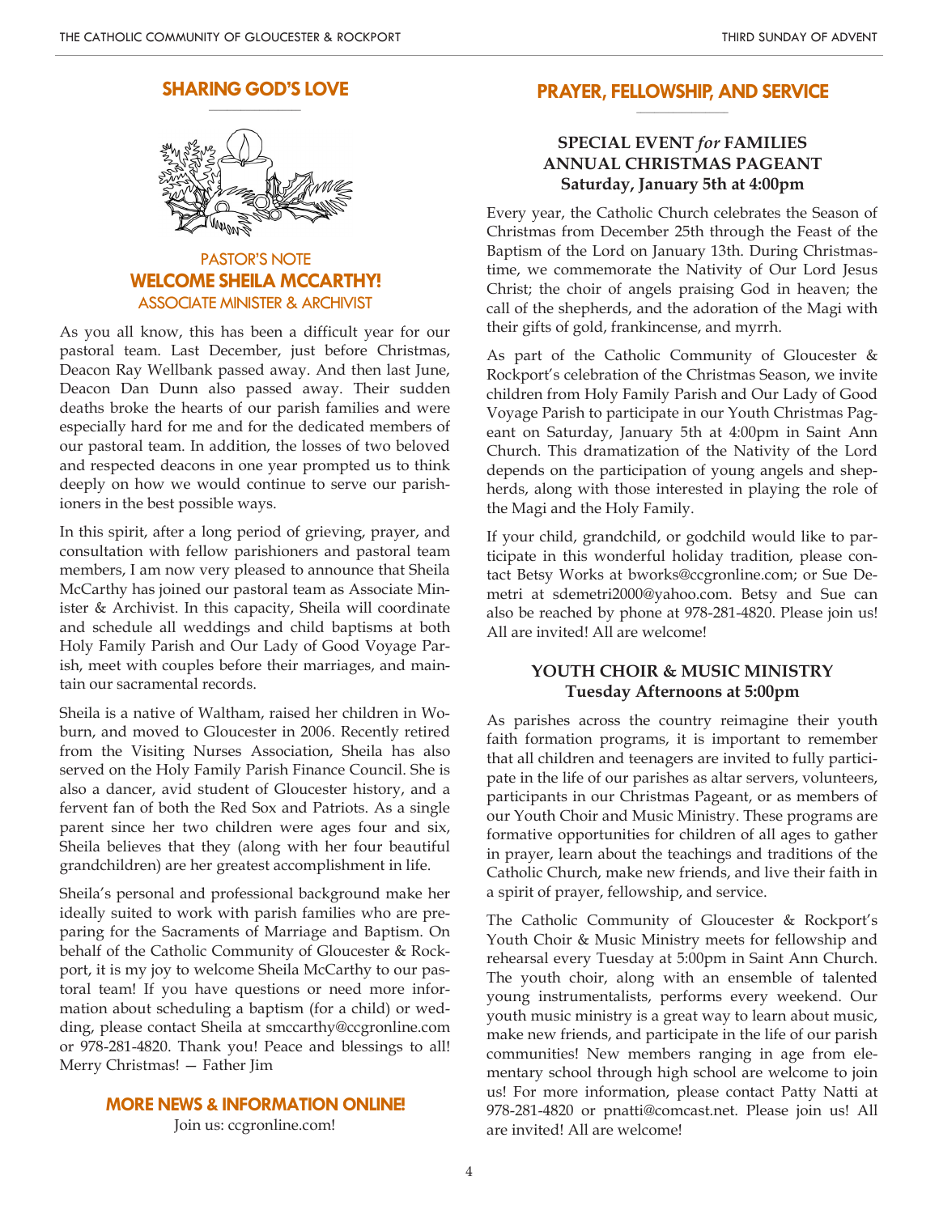## SHARING GOD'S LOVE

### PASTOR'S NOTE
### WELCOME SHEILA MCCARTHY!
### ASSOCIATE MINISTER & ARCHIVIST

As you all know, this has been a difficult year for our pastoral team. Last December, just before Christmas, Deacon Ray Wellbank passed away. And then last June, Deacon Dan Dunn also passed away. Their sudden deaths broke the hearts of our parish families and were especially hard for me and for the dedicated members of our pastoral team. In addition, the losses of two beloved and respected deacons in one year prompted us to think deeply on how we would continue to serve our parishioners in the best possible ways.

In this spirit, after a long period of grieving, prayer, and consultation with fellow parishioners and pastoral team members, I am now very pleased to announce that Sheila McCarthy has joined our pastoral team as Associate Minister & Archivist. In this capacity, Sheila will coordinate and schedule all weddings and child baptisms at both Holy Family Parish and Our Lady of Good Voyage Parish, meet with couples before their marriages, and maintain our sacramental records.

Sheila is a native of Waltham, raised her children in Woburn, and moved to Gloucester in 2006. Recently retired from the Visiting Nurses Association, Sheila has also served on the Holy Family Parish Finance Council. She is also a dancer, avid student of Gloucester history, and a fervent fan of both the Red Sox and Patriots. As a single parent since her two children were ages four and six, Sheila believes that they (along with her four beautiful grandchildren) are her greatest accomplishment in life.

Sheila's personal and professional background make her ideally suited to work with parish families who are preparing for the Sacraments of Marriage and Baptism. On behalf of the Catholic Community of Gloucester & Rockport, it is my joy to welcome Sheila McCarthy to our pastoral team! If you have questions or need more information about scheduling a baptism (for a child) or wedding, please contact Sheila at smccarthy@ccgronline.com or 978-281-4820. Thank you! Peace and blessings to all! Merry Christmas! — Father Jim

### MORE NEWS & INFORMATION ONLINE!

Join us: ccgronline.com!

## PRAYER, FELLOWSHIP, AND SERVICE

### SPECIAL EVENT *for* FAMILIES ANNUAL CHRISTMAS PAGEANT Saturday, January 5th at 4:00pm

Every year, the Catholic Church celebrates the Season of Christmas from December 25th through the Feast of the Baptism of the Lord on January 13th. During Christmastime, we commemorate the Nativity of Our Lord Jesus Christ; the choir of angels praising God in heaven; the call of the shepherds, and the adoration of the Magi with their gifts of gold, frankincense, and myrrh.

As part of the Catholic Community of Gloucester & Rockport's celebration of the Christmas Season, we invite children from Holy Family Parish and Our Lady of Good Voyage Parish to participate in our Youth Christmas Pageant on Saturday, January 5th at 4:00pm in Saint Ann Church. This dramatization of the Nativity of the Lord depends on the participation of young angels and shepherds, along with those interested in playing the role of the Magi and the Holy Family.

If your child, grandchild, or godchild would like to participate in this wonderful holiday tradition, please contact Betsy Works at bworks@ccgronline.com; or Sue Demetri at sdemetri2000@yahoo.com. Betsy and Sue can also be reached by phone at 978-281-4820. Please join us! All are invited! All are welcome!

### YOUTH CHOIR & MUSIC MINISTRY Tuesday Afternoons at 5:00pm

As parishes across the country reimagine their youth faith formation programs, it is important to remember that all children and teenagers are invited to fully participate in the life of our parishes as altar servers, volunteers, participants in our Christmas Pageant, or as members of our Youth Choir and Music Ministry. These programs are formative opportunities for children of all ages to gather in prayer, learn about the teachings and traditions of the Catholic Church, make new friends, and live their faith in a spirit of prayer, fellowship, and service.

The Catholic Community of Gloucester & Rockport's Youth Choir & Music Ministry meets for fellowship and rehearsal every Tuesday at 5:00pm in Saint Ann Church. The youth choir, along with an ensemble of talented young instrumentalists, performs every weekend. Our youth music ministry is a great way to learn about music, make new friends, and participate in the life of our parish communities! New members ranging in age from elementary school through high school are welcome to join us! For more information, please contact Patty Natti at 978-281-4820 or pnatti@comcast.net. Please join us! All are invited! All are welcome!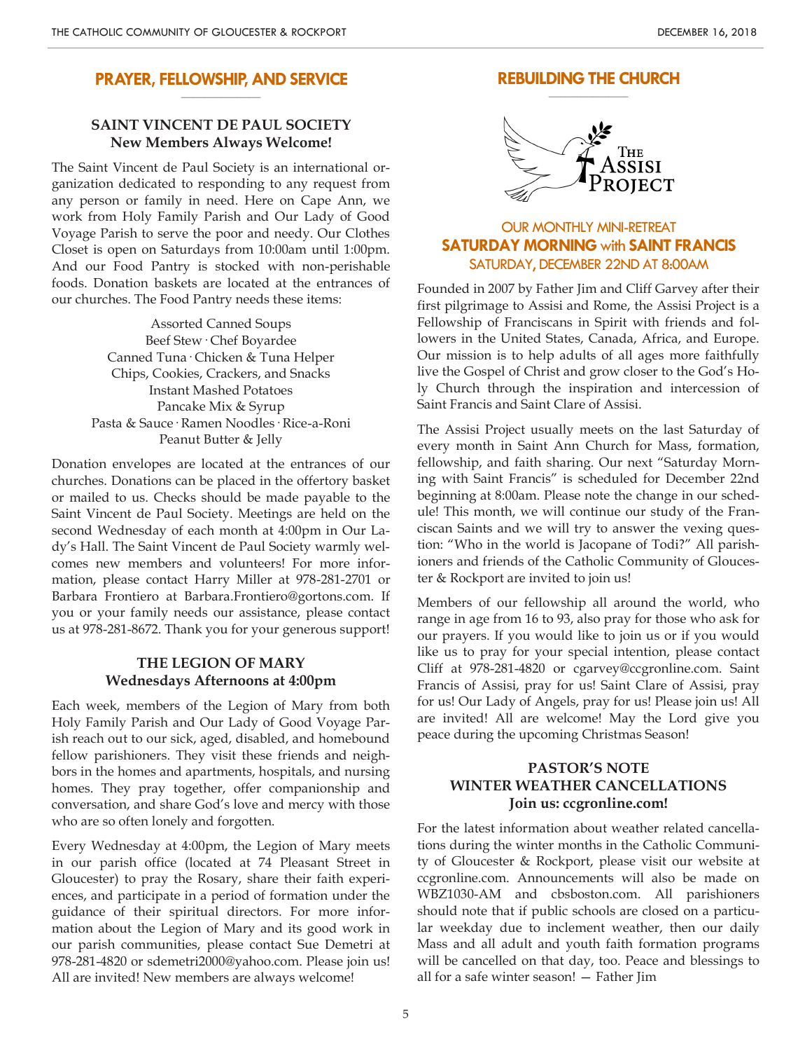## PRAYER, FELLOWSHIP, AND SERVICE

### SAINT VINCENT DE PAUL SOCIETY
**New Members Always Welcome!**

The Saint Vincent de Paul Society is an international organization dedicated to responding to any request from any person or family in need. Here on Cape Ann, we work from Holy Family Parish and Our Lady of Good Voyage Parish to serve the poor and needy. Our Clothes Closet is open on Saturdays from 10:00am until 1:00pm. And our Food Pantry is stocked with non-perishable foods. Donation baskets are located at the entrances of our churches. The Food Pantry needs these items:

Assorted Canned Soups
Beef Stew · Chef Boyardee
Canned Tuna · Chicken & Tuna Helper
Chips, Cookies, Crackers, and Snacks
Instant Mashed Potatoes
Pancake Mix & Syrup
Pasta & Sauce · Ramen Noodles · Rice-a-Roni
Peanut Butter & Jelly

Donation envelopes are located at the entrances of our churches. Donations can be placed in the offertory basket or mailed to us. Checks should be made payable to the Saint Vincent de Paul Society. Meetings are held on the second Wednesday of each month at 4:00pm in Our Lady's Hall. The Saint Vincent de Paul Society warmly welcomes new members and volunteers! For more information, please contact Harry Miller at 978-281-2701 or Barbara Frontiero at Barbara.Frontiero@gortons.com. If you or your family needs our assistance, please contact us at 978-281-8672. Thank you for your generous support!

### THE LEGION OF MARY
**Wednesdays Afternoons at 4:00pm**

Each week, members of the Legion of Mary from both Holy Family Parish and Our Lady of Good Voyage Parish reach out to our sick, aged, disabled, and homebound fellow parishioners. They visit these friends and neighbors in the homes and apartments, hospitals, and nursing homes. They pray together, offer companionship and conversation, and share God's love and mercy with those who are so often lonely and forgotten.

Every Wednesday at 4:00pm, the Legion of Mary meets in our parish office (located at 74 Pleasant Street in Gloucester) to pray the Rosary, share their faith experiences, and participate in a period of formation under the guidance of their spiritual directors. For more information about the Legion of Mary and its good work in our parish communities, please contact Sue Demetri at 978-281-4820 or sdemetri2000@yahoo.com. Please join us! All are invited! New members are always welcome!

## REBUILDING THE CHURCH

The Assisi Project

### OUR MONTHLY MINI-RETREAT
**SATURDAY MORNING with SAINT FRANCIS**
SATURDAY, DECEMBER 22ND AT 8:00AM

Founded in 2007 by Father Jim and Cliff Garvey after their first pilgrimage to Assisi and Rome, the Assisi Project is a Fellowship of Franciscans in Spirit with friends and followers in the United States, Canada, Africa, and Europe. Our mission is to help adults of all ages more faithfully live the Gospel of Christ and grow closer to the God's Holy Church through the inspiration and intercession of Saint Francis and Saint Clare of Assisi.

The Assisi Project usually meets on the last Saturday of every month in Saint Ann Church for Mass, formation, fellowship, and faith sharing. Our next "Saturday Morning with Saint Francis" is scheduled for December 22nd beginning at 8:00am. Please note the change in our schedule! This month, we will continue our study of the Franciscan Saints and we will try to answer the vexing question: "Who in the world is Jacopane of Todi?" All parishioners and friends of the Catholic Community of Gloucester & Rockport are invited to join us!

Members of our fellowship all around the world, who range in age from 16 to 93, also pray for those who ask for our prayers. If you would like to join us or if you would like us to pray for your special intention, please contact Cliff at 978-281-4820 or cgarvey@ccgronline.com. Saint Francis of Assisi, pray for us! Saint Clare of Assisi, pray for us! Our Lady of Angels, pray for us! Please join us! All are invited! All are welcome! May the Lord give you peace during the upcoming Christmas Season!

### PASTOR'S NOTE
### WINTER WEATHER CANCELLATIONS
**Join us: ccgronline.com!**

For the latest information about weather related cancellations during the winter months in the Catholic Community of Gloucester & Rockport, please visit our website at ccgronline.com. Announcements will also be made on WBZ1030-AM and cbsboston.com. All parishioners should note that if public schools are closed on a particular weekday due to inclement weather, then our daily Mass and all adult and youth faith formation programs will be cancelled on that day, too. Peace and blessings to all for a safe winter season! — Father Jim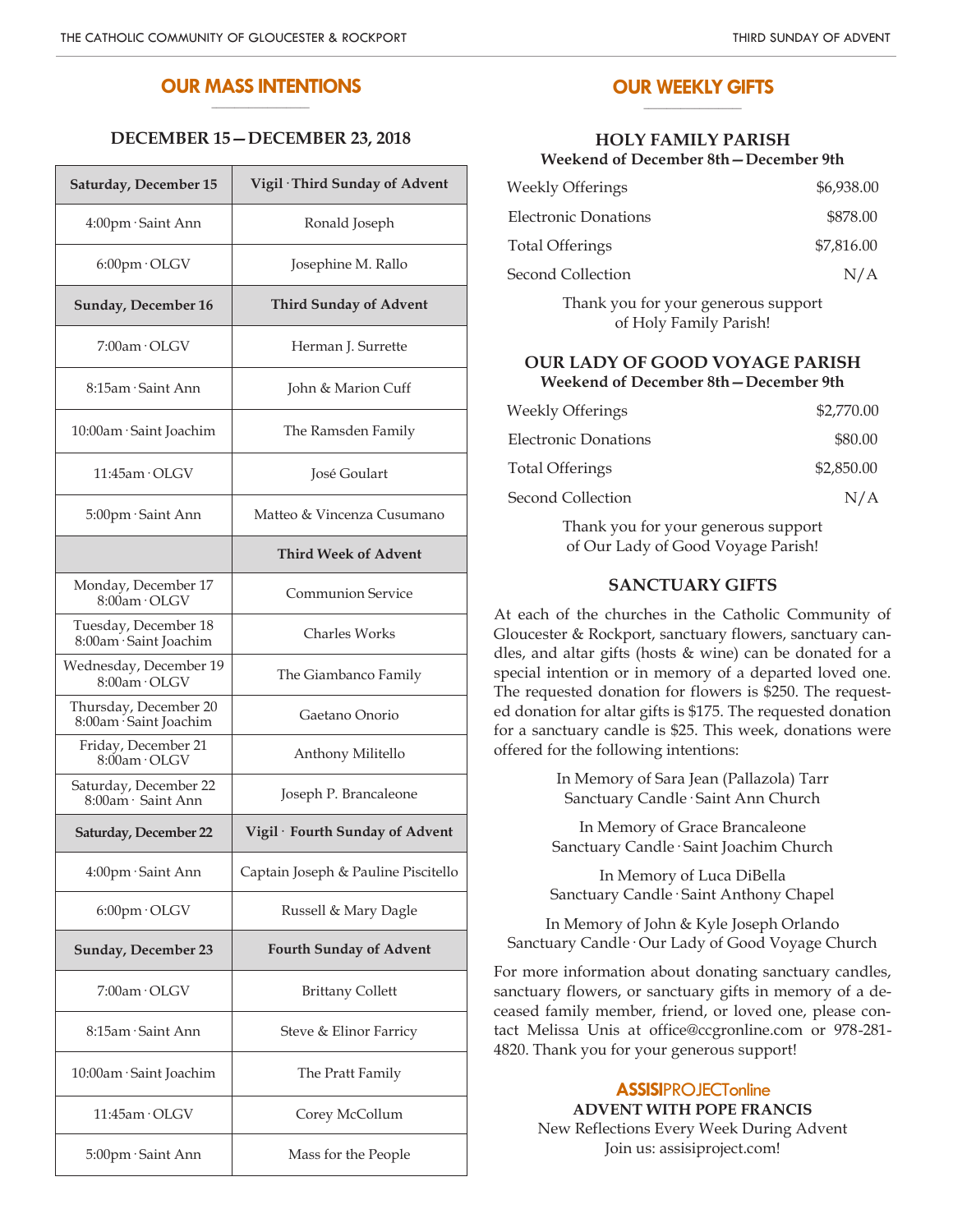## OUR MASS INTENTIONS

### DECEMBER 15—DECEMBER 23, 2018

| Saturday, December 15 | Vigil · Third Sunday of Advent |
|---|---|
| 4:00pm · Saint Ann | Ronald Joseph |
| 6:00pm · OLGV | Josephine M. Rallo |
| **Sunday, December 16** | **Third Sunday of Advent** |
| 7:00am · OLGV | Herman J. Surrette |
| 8:15am · Saint Ann | John & Marion Cuff |
| 10:00am · Saint Joachim | The Ramsden Family |
| 11:45am · OLGV | José Goulart |
| 5:00pm · Saint Ann | Matteo & Vincenza Cusumano |
| | **Third Week of Advent** |
| Monday, December 17 8:00am · OLGV | Communion Service |
| Tuesday, December 18 8:00am · Saint Joachim | Charles Works |
| Wednesday, December 19 8:00am · OLGV | The Giambanco Family |
| Thursday, December 20 8:00am · Saint Joachim | Gaetano Onorio |
| Friday, December 21 8:00am · OLGV | Anthony Militello |
| Saturday, December 22 8:00am · Saint Ann | Joseph P. Brancaleone |
| **Saturday, December 22** | **Vigil · Fourth Sunday of Advent** |
| 4:00pm · Saint Ann | Captain Joseph & Pauline Piscitello |
| 6:00pm · OLGV | Russell & Mary Dagle |
| **Sunday, December 23** | **Fourth Sunday of Advent** |
| 7:00am · OLGV | Brittany Collett |
| 8:15am · Saint Ann | Steve & Elinor Farricy |
| 10:00am · Saint Joachim | The Pratt Family |
| 11:45am · OLGV | Corey McCollum |
| 5:00pm · Saint Ann | Mass for the People |

## OUR WEEKLY GIFTS

### HOLY FAMILY PARISH
**Weekend of December 8th—December 9th**

| | |
|---|---|
| Weekly Offerings | $6,938.00 |
| Electronic Donations | $878.00 |
| Total Offerings | $7,816.00 |
| Second Collection | N/A |

Thank you for your generous support of Holy Family Parish!

### OUR LADY OF GOOD VOYAGE PARISH
**Weekend of December 8th—December 9th**

| | |
|---|---|
| Weekly Offerings | $2,770.00 |
| Electronic Donations | $80.00 |
| Total Offerings | $2,850.00 |
| Second Collection | N/A |

Thank you for your generous support of Our Lady of Good Voyage Parish!

### SANCTUARY GIFTS

At each of the churches in the Catholic Community of Gloucester & Rockport, sanctuary flowers, sanctuary candles, and altar gifts (hosts & wine) can be donated for a special intention or in memory of a departed loved one. The requested donation for flowers is $250. The requested donation for altar gifts is $175. The requested donation for a sanctuary candle is $25. This week, donations were offered for the following intentions:

In Memory of Sara Jean (Pallazola) Tarr
Sanctuary Candle · Saint Ann Church

In Memory of Grace Brancaleone
Sanctuary Candle · Saint Joachim Church

In Memory of Luca DiBella
Sanctuary Candle · Saint Anthony Chapel

In Memory of John & Kyle Joseph Orlando
Sanctuary Candle · Our Lady of Good Voyage Church

For more information about donating sanctuary candles, sanctuary flowers, or sanctuary gifts in memory of a deceased family member, friend, or loved one, please contact Melissa Unis at office@ccgronline.com or 978-281-4820. Thank you for your generous support!

**ASSISIPROJECTonline**

**ADVENT WITH POPE FRANCIS**
New Reflections Every Week During Advent
Join us: assisiproject.com!